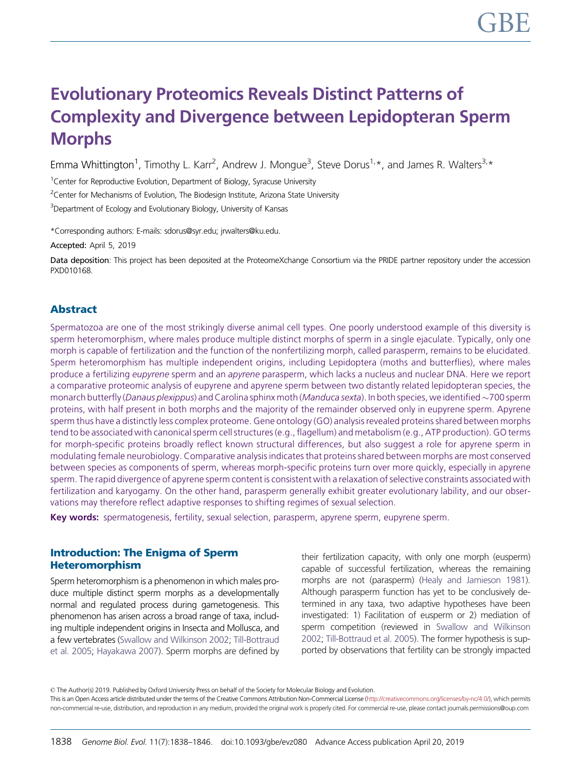# Evolutionary Proteomics Reveals Distinct Patterns of Complexity and Divergence between Lepidopteran Sperm Morphs

Emma Whittington[1], Timothy L. Karr[2], Andrew J. Mongue[3], Steve Dorus[1,*], and James R. Walters[3,*]

[1]Center for Reproductive Evolution, Department of Biology, Syracuse University

[2]Center for Mechanisms of Evolution, The Biodesign Institute, Arizona State University

[3]Department of Ecology and Evolutionary Biology, University of Kansas

*Corresponding authors: E-mails: sdorus@syr.edu; jrwalters@ku.edu.

**Accepted:** April 5, 2019

**Data deposition**: This project has been deposited at the ProteomeXchange Consortium via the PRIDE partner repository under the accession PXD010168.

## Abstract

Spermatozoa are one of the most strikingly diverse animal cell types. One poorly understood example of this diversity is sperm heteromorphism, where males produce multiple distinct morphs of sperm in a single ejaculate. Typically, only one morph is capable of fertilization and the function of the nonfertilizing morph, called parasperm, remains to be elucidated. Sperm heteromorphism has multiple independent origins, including Lepidoptera (moths and butterflies), where males produce a fertilizing *eupyrene* sperm and an *apyrene* parasperm, which lacks a nucleus and nuclear DNA. Here we report a comparative proteomic analysis of eupyrene and apyrene sperm between two distantly related lepidopteran species, the monarch butterfly (*Danaus plexippus*) and Carolina sphinx moth (*Manduca sexta*). In both species, we identified ~700 sperm proteins, with half present in both morphs and the majority of the remainder observed only in eupyrene sperm. Apyrene sperm thus have a distinctly less complex proteome. Gene ontology (GO) analysis revealed proteins shared between morphs tend to be associated with canonical sperm cell structures (e.g., flagellum) and metabolism (e.g., ATP production). GO terms for morph-specific proteins broadly reflect known structural differences, but also suggest a role for apyrene sperm in modulating female neurobiology. Comparative analysis indicates that proteins shared between morphs are most conserved between species as components of sperm, whereas morph-specific proteins turn over more quickly, especially in apyrene sperm. The rapid divergence of apyrene sperm content is consistent with a relaxation of selective constraints associated with fertilization and karyogamy. On the other hand, parasperm generally exhibit greater evolutionary lability, and our observations may therefore reflect adaptive responses to shifting regimes of sexual selection.

**Key words:** spermatogenesis, fertility, sexual selection, parasperm, apyrene sperm, eupyrene sperm.

## Introduction: The Enigma of Sperm Heteromorphism

Sperm heteromorphism is a phenomenon in which males produce multiple distinct sperm morphs as a developmentally normal and regulated process during gametogenesis. This phenomenon has arisen across a broad range of taxa, including multiple independent origins in Insecta and Mollusca, and a few vertebrates (Swallow and Wilkinson 2002; Till-Bottraud et al. 2005; Hayakawa 2007). Sperm morphs are defined by their fertilization capacity, with only one morph (eusperm) capable of successful fertilization, whereas the remaining morphs are not (parasperm) (Healy and Jamieson 1981). Although parasperm function has yet to be conclusively determined in any taxa, two adaptive hypotheses have been investigated: 1) Facilitation of eusperm or 2) mediation of sperm competition (reviewed in Swallow and Wilkinson 2002; Till-Bottraud et al. 2005). The former hypothesis is supported by observations that fertility can be strongly impacted

© The Author(s) 2019. Published by Oxford University Press on behalf of the Society for Molecular Biology and Evolution.
This is an Open Access article distributed under the terms of the Creative Commons Attribution Non-Commercial License (http://creativecommons.org/licenses/by-nc/4.0/), which permits non-commercial re-use, distribution, and reproduction in any medium, provided the original work is properly cited. For commercial re-use, please contact journals.permissions@oup.com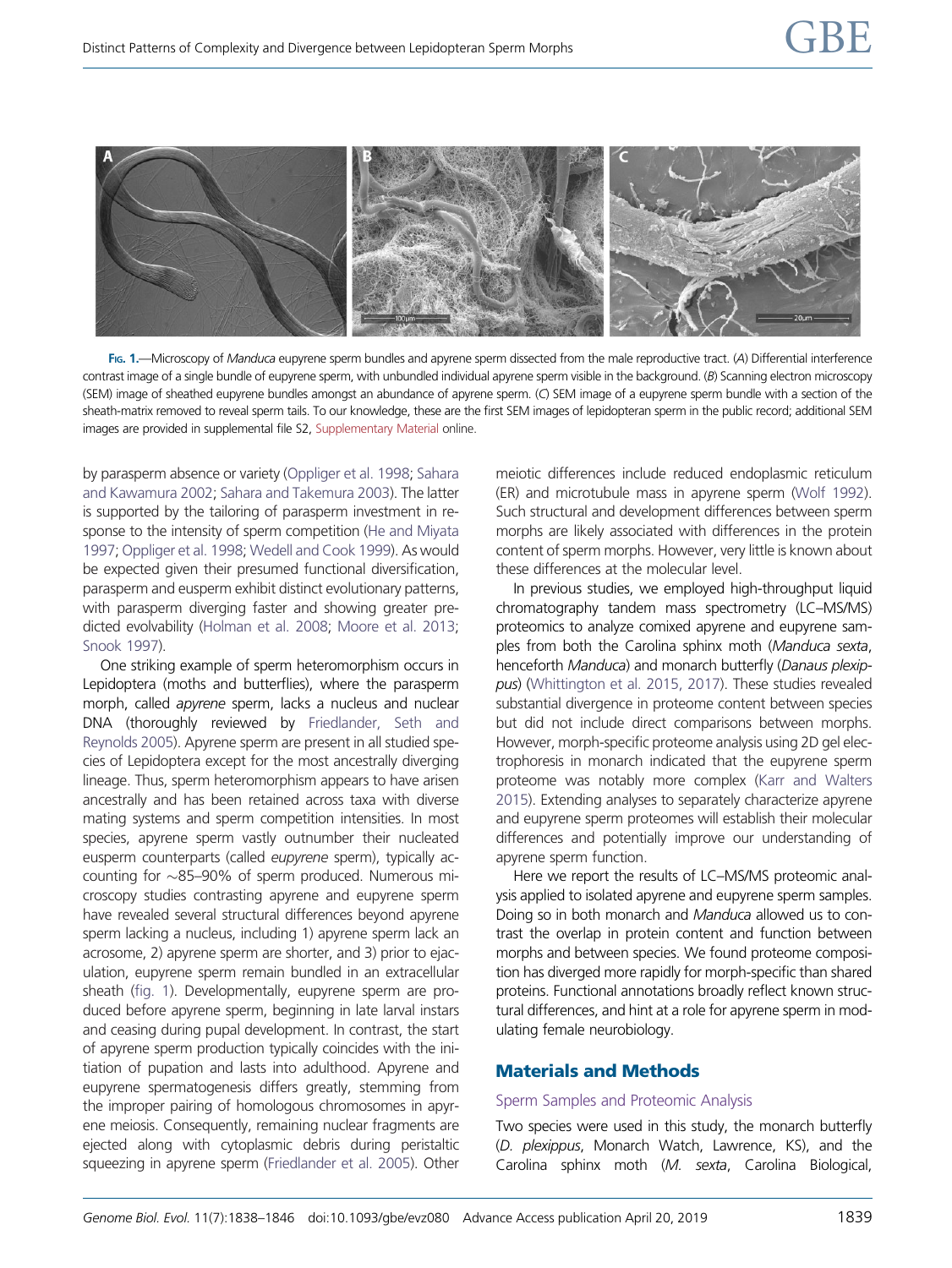Fig. 1.—Microscopy of *Manduca* eupyrene sperm bundles and apyrene sperm dissected from the male reproductive tract. (*A*) Differential interference contrast image of a single bundle of eupyrene sperm, with unbundled individual apyrene sperm visible in the background. (*B*) Scanning electron microscopy (SEM) image of sheathed eupyrene bundles amongst an abundance of apyrene sperm. (*C*) SEM image of a eupyrene sperm bundle with a section of the sheath-matrix removed to reveal sperm tails. To our knowledge, these are the first SEM images of lepidopteran sperm in the public record; additional SEM images are provided in supplemental file S2, Supplementary Material online.

by parasperm absence or variety (Oppliger et al. 1998; Sahara and Kawamura 2002; Sahara and Takemura 2003). The latter is supported by the tailoring of parasperm investment in response to the intensity of sperm competition (He and Miyata 1997; Oppliger et al. 1998; Wedell and Cook 1999). As would be expected given their presumed functional diversification, parasperm and eusperm exhibit distinct evolutionary patterns, with parasperm diverging faster and showing greater predicted evolvability (Holman et al. 2008; Moore et al. 2013; Snook 1997).

One striking example of sperm heteromorphism occurs in Lepidoptera (moths and butterflies), where the parasperm morph, called *apyrene* sperm, lacks a nucleus and nuclear DNA (thoroughly reviewed by Friedlander, Seth and Reynolds 2005). Apyrene sperm are present in all studied species of Lepidoptera except for the most ancestrally diverging lineage. Thus, sperm heteromorphism appears to have arisen ancestrally and has been retained across taxa with diverse mating systems and sperm competition intensities. In most species, apyrene sperm vastly outnumber their nucleated eusperm counterparts (called *eupyrene* sperm), typically accounting for ~85–90% of sperm produced. Numerous microscopy studies contrasting apyrene and eupyrene sperm have revealed several structural differences beyond apyrene sperm lacking a nucleus, including 1) apyrene sperm lack an acrosome, 2) apyrene sperm are shorter, and 3) prior to ejaculation, eupyrene sperm remain bundled in an extracellular sheath (fig. 1). Developmentally, eupyrene sperm are produced before apyrene sperm, beginning in late larval instars and ceasing during pupal development. In contrast, the start of apyrene sperm production typically coincides with the initiation of pupation and lasts into adulthood. Apyrene and eupyrene spermatogenesis differs greatly, stemming from the improper pairing of homologous chromosomes in apyrene meiosis. Consequently, remaining nuclear fragments are ejected along with cytoplasmic debris during peristaltic squeezing in apyrene sperm (Friedlander et al. 2005). Other meiotic differences include reduced endoplasmic reticulum (ER) and microtubule mass in apyrene sperm (Wolf 1992). Such structural and development differences between sperm morphs are likely associated with differences in the protein content of sperm morphs. However, very little is known about these differences at the molecular level.

In previous studies, we employed high-throughput liquid chromatography tandem mass spectrometry (LC–MS/MS) proteomics to analyze comixed apyrene and eupyrene samples from both the Carolina sphinx moth (*Manduca sexta*, henceforth *Manduca*) and monarch butterfly (*Danaus plexippus*) (Whittington et al. 2015, 2017). These studies revealed substantial divergence in proteome content between species but did not include direct comparisons between morphs. However, morph-specific proteome analysis using 2D gel electrophoresis in monarch indicated that the eupyrene sperm proteome was notably more complex (Karr and Walters 2015). Extending analyses to separately characterize apyrene and eupyrene sperm proteomes will establish their molecular differences and potentially improve our understanding of apyrene sperm function.

Here we report the results of LC–MS/MS proteomic analysis applied to isolated apyrene and eupyrene sperm samples. Doing so in both monarch and *Manduca* allowed us to contrast the overlap in protein content and function between morphs and between species. We found proteome composition has diverged more rapidly for morph-specific than shared proteins. Functional annotations broadly reflect known structural differences, and hint at a role for apyrene sperm in modulating female neurobiology.

## Materials and Methods

### Sperm Samples and Proteomic Analysis

Two species were used in this study, the monarch butterfly (*D. plexippus*, Monarch Watch, Lawrence, KS), and the Carolina sphinx moth (*M. sexta*, Carolina Biological,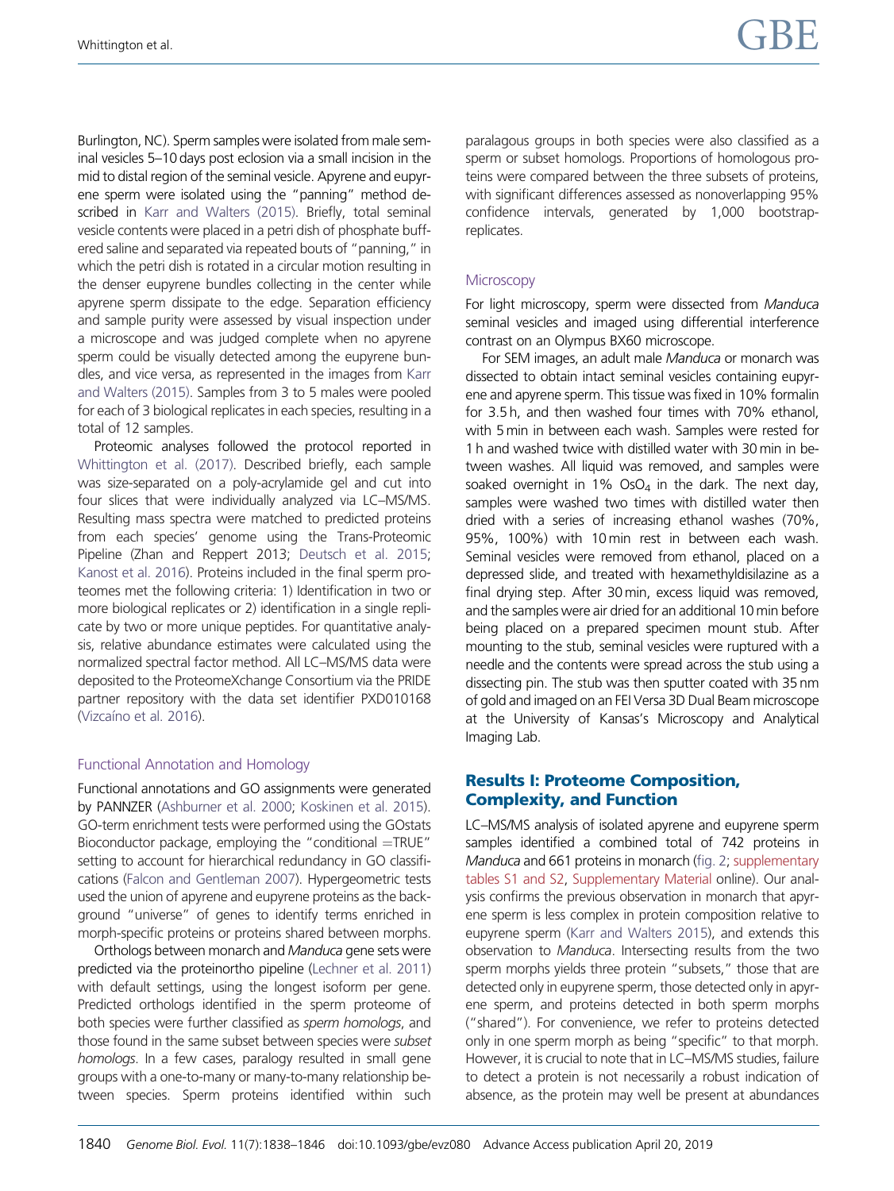Burlington, NC). Sperm samples were isolated from male seminal vesicles 5–10 days post eclosion via a small incision in the mid to distal region of the seminal vesicle. Apyrene and eupyrene sperm were isolated using the "panning" method described in Karr and Walters (2015). Briefly, total seminal vesicle contents were placed in a petri dish of phosphate buffered saline and separated via repeated bouts of "panning," in which the petri dish is rotated in a circular motion resulting in the denser eupyrene bundles collecting in the center while apyrene sperm dissipate to the edge. Separation efficiency and sample purity were assessed by visual inspection under a microscope and was judged complete when no apyrene sperm could be visually detected among the eupyrene bundles, and vice versa, as represented in the images from Karr and Walters (2015). Samples from 3 to 5 males were pooled for each of 3 biological replicates in each species, resulting in a total of 12 samples.

Proteomic analyses followed the protocol reported in Whittington et al. (2017). Described briefly, each sample was size-separated on a poly-acrylamide gel and cut into four slices that were individually analyzed via LC–MS/MS. Resulting mass spectra were matched to predicted proteins from each species' genome using the Trans-Proteomic Pipeline (Zhan and Reppert 2013; Deutsch et al. 2015; Kanost et al. 2016). Proteins included in the final sperm proteomes met the following criteria: 1) Identification in two or more biological replicates or 2) identification in a single replicate by two or more unique peptides. For quantitative analysis, relative abundance estimates were calculated using the normalized spectral factor method. All LC–MS/MS data were deposited to the ProteomeXchange Consortium via the PRIDE partner repository with the data set identifier PXD010168 (Vizcaíno et al. 2016).

### Functional Annotation and Homology

Functional annotations and GO assignments were generated by PANNZER (Ashburner et al. 2000; Koskinen et al. 2015). GO-term enrichment tests were performed using the GOstats Bioconductor package, employing the "conditional =TRUE" setting to account for hierarchical redundancy in GO classifications (Falcon and Gentleman 2007). Hypergeometric tests used the union of apyrene and eupyrene proteins as the background "universe" of genes to identify terms enriched in morph-specific proteins or proteins shared between morphs.

Orthologs between monarch and *Manduca* gene sets were predicted via the proteinortho pipeline (Lechner et al. 2011) with default settings, using the longest isoform per gene. Predicted orthologs identified in the sperm proteome of both species were further classified as *sperm homologs*, and those found in the same subset between species were *subset homologs*. In a few cases, paralogy resulted in small gene groups with a one-to-many or many-to-many relationship between species. Sperm proteins identified within such paralagous groups in both species were also classified as a sperm or subset homologs. Proportions of homologous proteins were compared between the three subsets of proteins, with significant differences assessed as nonoverlapping 95% confidence intervals, generated by 1,000 bootstrap-replicates.

### Microscopy

For light microscopy, sperm were dissected from *Manduca* seminal vesicles and imaged using differential interference contrast on an Olympus BX60 microscope.

For SEM images, an adult male *Manduca* or monarch was dissected to obtain intact seminal vesicles containing eupyrene and apyrene sperm. This tissue was fixed in 10% formalin for 3.5 h, and then washed four times with 70% ethanol, with 5 min in between each wash. Samples were rested for 1 h and washed twice with distilled water with 30 min in between washes. All liquid was removed, and samples were soaked overnight in 1% $OsO_4$ in the dark. The next day, samples were washed two times with distilled water then dried with a series of increasing ethanol washes (70%, 95%, 100%) with 10 min rest in between each wash. Seminal vesicles were removed from ethanol, placed on a depressed slide, and treated with hexamethyldisilazine as a final drying step. After 30 min, excess liquid was removed, and the samples were air dried for an additional 10 min before being placed on a prepared specimen mount stub. After mounting to the stub, seminal vesicles were ruptured with a needle and the contents were spread across the stub using a dissecting pin. The stub was then sputter coated with 35 nm of gold and imaged on an FEI Versa 3D Dual Beam microscope at the University of Kansas's Microscopy and Analytical Imaging Lab.

## Results I: Proteome Composition, Complexity, and Function

LC–MS/MS analysis of isolated apyrene and eupyrene sperm samples identified a combined total of 742 proteins in *Manduca* and 661 proteins in monarch (fig. 2; supplementary tables S1 and S2, Supplementary Material online). Our analysis confirms the previous observation in monarch that apyrene sperm is less complex in protein composition relative to eupyrene sperm (Karr and Walters 2015), and extends this observation to *Manduca*. Intersecting results from the two sperm morphs yields three protein "subsets," those that are detected only in eupyrene sperm, those detected only in apyrene sperm, and proteins detected in both sperm morphs ("shared"). For convenience, we refer to proteins detected only in one sperm morph as being "specific" to that morph. However, it is crucial to note that in LC–MS/MS studies, failure to detect a protein is not necessarily a robust indication of absence, as the protein may well be present at abundances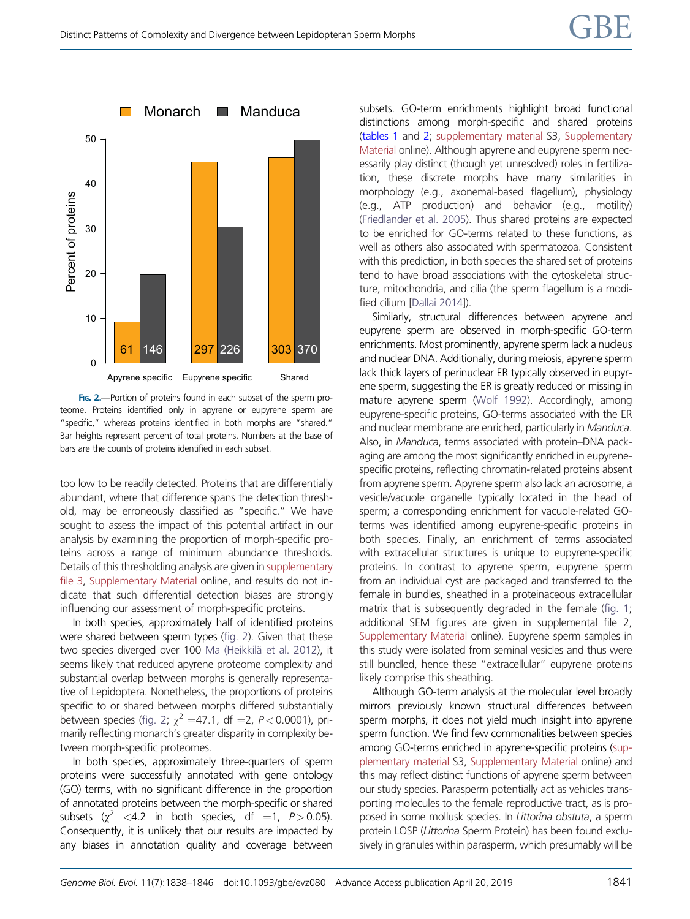Fig. 2.—Portion of proteins found in each subset of the sperm proteome. Proteins identified only in apyrene or eupyrene sperm are "specific," whereas proteins identified in both morphs are "shared." Bar heights represent percent of total proteins. Numbers at the base of bars are the counts of proteins identified in each subset.

too low to be readily detected. Proteins that are differentially abundant, where that difference spans the detection threshold, may be erroneously classified as "specific." We have sought to assess the impact of this potential artifact in our analysis by examining the proportion of morph-specific proteins across a range of minimum abundance thresholds. Details of this thresholding analysis are given in supplementary file 3, Supplementary Material online, and results do not indicate that such differential detection biases are strongly influencing our assessment of morph-specific proteins.

In both species, approximately half of identified proteins were shared between sperm types (fig. 2). Given that these two species diverged over 100 Ma (Heikkilä et al. 2012), it seems likely that reduced apyrene proteome complexity and substantial overlap between morphs is generally representative of Lepidoptera. Nonetheless, the proportions of proteins specific to or shared between morphs differed substantially between species (fig. 2; $\chi^2 = 47.1$, df $= 2$, $P < 0.0001$), primarily reflecting monarch's greater disparity in complexity between morph-specific proteomes.

In both species, approximately three-quarters of sperm proteins were successfully annotated with gene ontology (GO) terms, with no significant difference in the proportion of annotated proteins between the morph-specific or shared subsets ($\chi^2 < 4.2$ in both species, df $= 1$, $P > 0.05$). Consequently, it is unlikely that our results are impacted by any biases in annotation quality and coverage between subsets. GO-term enrichments highlight broad functional distinctions among morph-specific and shared proteins (tables 1 and 2; supplementary material S3, Supplementary Material online). Although apyrene and eupyrene sperm necessarily play distinct (though yet unresolved) roles in fertilization, these discrete morphs have many similarities in morphology (e.g., axonemal-based flagellum), physiology (e.g., ATP production) and behavior (e.g., motility) (Friedlander et al. 2005). Thus shared proteins are expected to be enriched for GO-terms related to these functions, as well as others also associated with spermatozoa. Consistent with this prediction, in both species the shared set of proteins tend to have broad associations with the cytoskeletal structure, mitochondria, and cilia (the sperm flagellum is a modified cilium [Dallai 2014]).

Similarly, structural differences between apyrene and eupyrene sperm are observed in morph-specific GO-term enrichments. Most prominently, apyrene sperm lack a nucleus and nuclear DNA. Additionally, during meiosis, apyrene sperm lack thick layers of perinuclear ER typically observed in eupyrene sperm, suggesting the ER is greatly reduced or missing in mature apyrene sperm (Wolf 1992). Accordingly, among eupyrene-specific proteins, GO-terms associated with the ER and nuclear membrane are enriched, particularly in *Manduca*. Also, in *Manduca*, terms associated with protein–DNA packaging are among the most significantly enriched in eupyrene-specific proteins, reflecting chromatin-related proteins absent from apyrene sperm. Apyrene sperm also lack an acrosome, a vesicle/vacuole organelle typically located in the head of sperm; a corresponding enrichment for vacuole-related GO-terms was identified among eupyrene-specific proteins in both species. Finally, an enrichment of terms associated with extracellular structures is unique to eupyrene-specific proteins. In contrast to apyrene sperm, eupyrene sperm from an individual cyst are packaged and transferred to the female in bundles, sheathed in a proteinaceous extracellular matrix that is subsequently degraded in the female (fig. 1; additional SEM figures are given in supplemental file 2, Supplementary Material online). Eupyrene sperm samples in this study were isolated from seminal vesicles and thus were still bundled, hence these "extracellular" eupyrene proteins likely comprise this sheathing.

Although GO-term analysis at the molecular level broadly mirrors previously known structural differences between sperm morphs, it does not yield much insight into apyrene sperm function. We find few commonalities between species among GO-terms enriched in apyrene-specific proteins (supplementary material S3, Supplementary Material online) and this may reflect distinct functions of apyrene sperm between our study species. Parasperm potentially act as vehicles transporting molecules to the female reproductive tract, as is proposed in some mollusk species. In *Littorina obstuta*, a sperm protein LOSP (*Littorina* Sperm Protein) has been found exclusively in granules within parasperm, which presumably will be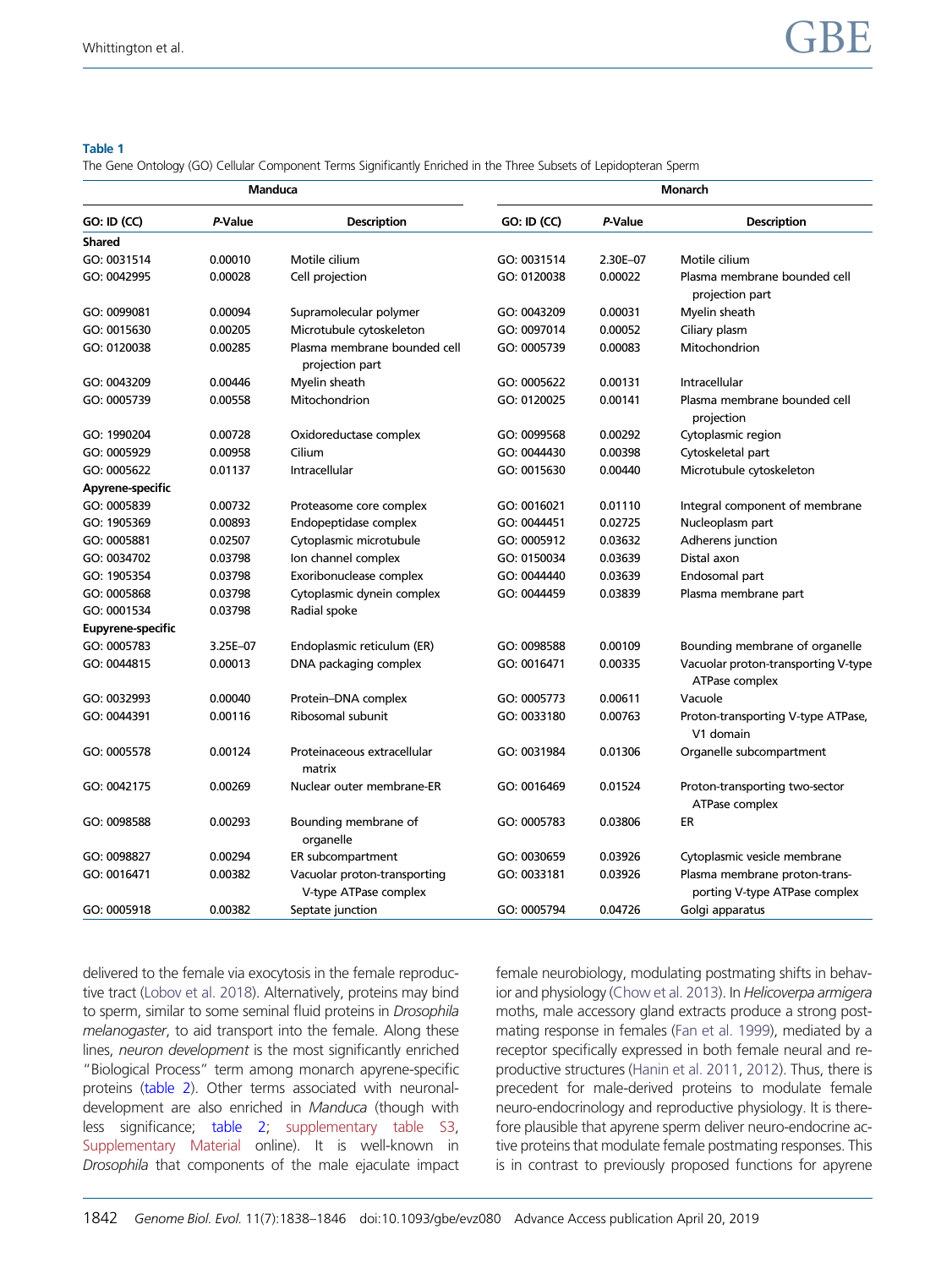**Table 1**
The Gene Ontology (GO) Cellular Component Terms Significantly Enriched in the Three Subsets of Lepidopteran Sperm

| Manduca | | | Monarch | | |
|---|---|---|---|---|---|
| GO: ID (CC) | *P*-Value | Description | GO: ID (CC) | *P*-Value | Description |
| **Shared** | | | | | |
| GO: 0031514 | 0.00010 | Motile cilium | GO: 0031514 | 2.30E–07 | Motile cilium |
| GO: 0042995 | 0.00028 | Cell projection | GO: 0120038 | 0.00022 | Plasma membrane bounded cell projection part |
| GO: 0099081 | 0.00094 | Supramolecular polymer | GO: 0043209 | 0.00031 | Myelin sheath |
| GO: 0015630 | 0.00205 | Microtubule cytoskeleton | GO: 0097014 | 0.00052 | Ciliary plasm |
| GO: 0120038 | 0.00285 | Plasma membrane bounded cell projection part | GO: 0005739 | 0.00083 | Mitochondrion |
| GO: 0043209 | 0.00446 | Myelin sheath | GO: 0005622 | 0.00131 | Intracellular |
| GO: 0005739 | 0.00558 | Mitochondrion | GO: 0120025 | 0.00141 | Plasma membrane bounded cell projection |
| GO: 1990204 | 0.00728 | Oxidoreductase complex | GO: 0099568 | 0.00292 | Cytoplasmic region |
| GO: 0005929 | 0.00958 | Cilium | GO: 0044430 | 0.00398 | Cytoskeletal part |
| GO: 0005622 | 0.01137 | Intracellular | GO: 0015630 | 0.00440 | Microtubule cytoskeleton |
| **Apyrene-specific** | | | | | |
| GO: 0005839 | 0.00732 | Proteasome core complex | GO: 0016021 | 0.01110 | Integral component of membrane |
| GO: 1905369 | 0.00893 | Endopeptidase complex | GO: 0044451 | 0.02725 | Nucleoplasm part |
| GO: 0005881 | 0.02507 | Cytoplasmic microtubule | GO: 0005912 | 0.03632 | Adherens junction |
| GO: 0034702 | 0.03798 | Ion channel complex | GO: 0150034 | 0.03639 | Distal axon |
| GO: 1905354 | 0.03798 | Exoribonuclease complex | GO: 0044440 | 0.03639 | Endosomal part |
| GO: 0005868 | 0.03798 | Cytoplasmic dynein complex | GO: 0044459 | 0.03839 | Plasma membrane part |
| GO: 0001534 | 0.03798 | Radial spoke | | | |
| **Eupyrene-specific** | | | | | |
| GO: 0005783 | 3.25E–07 | Endoplasmic reticulum (ER) | GO: 0098588 | 0.00109 | Bounding membrane of organelle |
| GO: 0044815 | 0.00013 | DNA packaging complex | GO: 0016471 | 0.00335 | Vacuolar proton-transporting V-type ATPase complex |
| GO: 0032993 | 0.00040 | Protein–DNA complex | GO: 0005773 | 0.00611 | Vacuole |
| GO: 0044391 | 0.00116 | Ribosomal subunit | GO: 0033180 | 0.00763 | Proton-transporting V-type ATPase, V1 domain |
| GO: 0005578 | 0.00124 | Proteinaceous extracellular matrix | GO: 0031984 | 0.01306 | Organelle subcompartment |
| GO: 0042175 | 0.00269 | Nuclear outer membrane-ER | GO: 0016469 | 0.01524 | Proton-transporting two-sector ATPase complex |
| GO: 0098588 | 0.00293 | Bounding membrane of organelle | GO: 0005783 | 0.03806 | ER |
| GO: 0098827 | 0.00294 | ER subcompartment | GO: 0030659 | 0.03926 | Cytoplasmic vesicle membrane |
| GO: 0016471 | 0.00382 | Vacuolar proton-transporting V-type ATPase complex | GO: 0033181 | 0.03926 | Plasma membrane proton-transporting V-type ATPase complex |
| GO: 0005918 | 0.00382 | Septate junction | GO: 0005794 | 0.04726 | Golgi apparatus |

delivered to the female via exocytosis in the female reproductive tract (Lobov et al. 2018). Alternatively, proteins may bind to sperm, similar to some seminal fluid proteins in *Drosophila melanogaster*, to aid transport into the female. Along these lines, *neuron development* is the most significantly enriched "Biological Process" term among monarch apyrene-specific proteins (table 2). Other terms associated with neuronal-development are also enriched in *Manduca* (though with less significance; table 2; supplementary table S3, Supplementary Material online). It is well-known in *Drosophila* that components of the male ejaculate impact female neurobiology, modulating postmating shifts in behavior and physiology (Chow et al. 2013). In *Helicoverpa armigera* moths, male accessory gland extracts produce a strong postmating response in females (Fan et al. 1999), mediated by a receptor specifically expressed in both female neural and reproductive structures (Hanin et al. 2011, 2012). Thus, there is precedent for male-derived proteins to modulate female neuro-endocrinology and reproductive physiology. It is therefore plausible that apyrene sperm deliver neuro-endocrine active proteins that modulate female postmating responses. This is in contrast to previously proposed functions for apyrene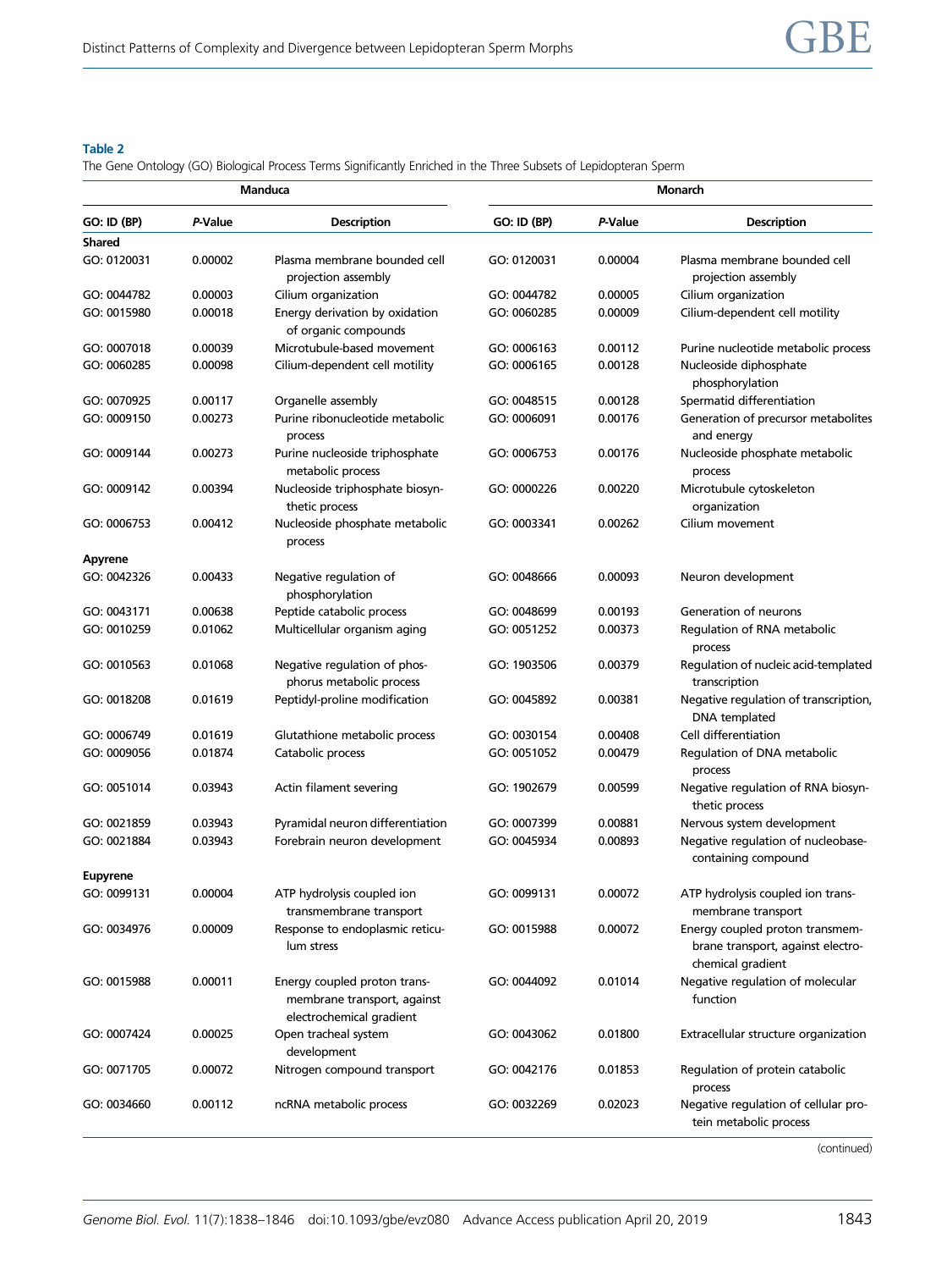**Table 2**
The Gene Ontology (GO) Biological Process Terms Significantly Enriched in the Three Subsets of Lepidopteran Sperm

| Manduca | | | Monarch | | |
|---|---|---|---|---|---|
| **GO: ID (BP)** | ***P*-Value** | **Description** | **GO: ID (BP)** | ***P*-Value** | **Description** |
| **Shared** | | | | | |
| GO: 0120031 | 0.00002 | Plasma membrane bounded cell projection assembly | GO: 0120031 | 0.00004 | Plasma membrane bounded cell projection assembly |
| GO: 0044782 | 0.00003 | Cilium organization | GO: 0044782 | 0.00005 | Cilium organization |
| GO: 0015980 | 0.00018 | Energy derivation by oxidation of organic compounds | GO: 0060285 | 0.00009 | Cilium-dependent cell motility |
| GO: 0007018 | 0.00039 | Microtubule-based movement | GO: 0006163 | 0.00112 | Purine nucleotide metabolic process |
| GO: 0060285 | 0.00098 | Cilium-dependent cell motility | GO: 0006165 | 0.00128 | Nucleoside diphosphate phosphorylation |
| GO: 0070925 | 0.00117 | Organelle assembly | GO: 0048515 | 0.00128 | Spermatid differentiation |
| GO: 0009150 | 0.00273 | Purine ribonucleotide metabolic process | GO: 0006091 | 0.00176 | Generation of precursor metabolites and energy |
| GO: 0009144 | 0.00273 | Purine nucleoside triphosphate metabolic process | GO: 0006753 | 0.00176 | Nucleoside phosphate metabolic process |
| GO: 0009142 | 0.00394 | Nucleoside triphosphate biosynthetic process | GO: 0000226 | 0.00220 | Microtubule cytoskeleton organization |
| GO: 0006753 | 0.00412 | Nucleoside phosphate metabolic process | GO: 0003341 | 0.00262 | Cilium movement |
| **Apyrene** | | | | | |
| GO: 0042326 | 0.00433 | Negative regulation of phosphorylation | GO: 0048666 | 0.00093 | Neuron development |
| GO: 0043171 | 0.00638 | Peptide catabolic process | GO: 0048699 | 0.00193 | Generation of neurons |
| GO: 0010259 | 0.01062 | Multicellular organism aging | GO: 0051252 | 0.00373 | Regulation of RNA metabolic process |
| GO: 0010563 | 0.01068 | Negative regulation of phosphorus metabolic process | GO: 1903506 | 0.00379 | Regulation of nucleic acid-templated transcription |
| GO: 0018208 | 0.01619 | Peptidyl-proline modification | GO: 0045892 | 0.00381 | Negative regulation of transcription, DNA templated |
| GO: 0006749 | 0.01619 | Glutathione metabolic process | GO: 0030154 | 0.00408 | Cell differentiation |
| GO: 0009056 | 0.01874 | Catabolic process | GO: 0051052 | 0.00479 | Regulation of DNA metabolic process |
| GO: 0051014 | 0.03943 | Actin filament severing | GO: 1902679 | 0.00599 | Negative regulation of RNA biosynthetic process |
| GO: 0021859 | 0.03943 | Pyramidal neuron differentiation | GO: 0007399 | 0.00881 | Nervous system development |
| GO: 0021884 | 0.03943 | Forebrain neuron development | GO: 0045934 | 0.00893 | Negative regulation of nucleobase-containing compound |
| **Eupyrene** | | | | | |
| GO: 0099131 | 0.00004 | ATP hydrolysis coupled ion transmembrane transport | GO: 0099131 | 0.00072 | ATP hydrolysis coupled ion transmembrane transport |
| GO: 0034976 | 0.00009 | Response to endoplasmic reticulum stress | GO: 0015988 | 0.00072 | Energy coupled proton transmembrane transport, against electrochemical gradient |
| GO: 0015988 | 0.00011 | Energy coupled proton transmembrane transport, against electrochemical gradient | GO: 0044092 | 0.01014 | Negative regulation of molecular function |
| GO: 0007424 | 0.00025 | Open tracheal system development | GO: 0043062 | 0.01800 | Extracellular structure organization |
| GO: 0071705 | 0.00072 | Nitrogen compound transport | GO: 0042176 | 0.01853 | Regulation of protein catabolic process |
| GO: 0034660 | 0.00112 | ncRNA metabolic process | GO: 0032269 | 0.02023 | Negative regulation of cellular protein metabolic process |

(continued)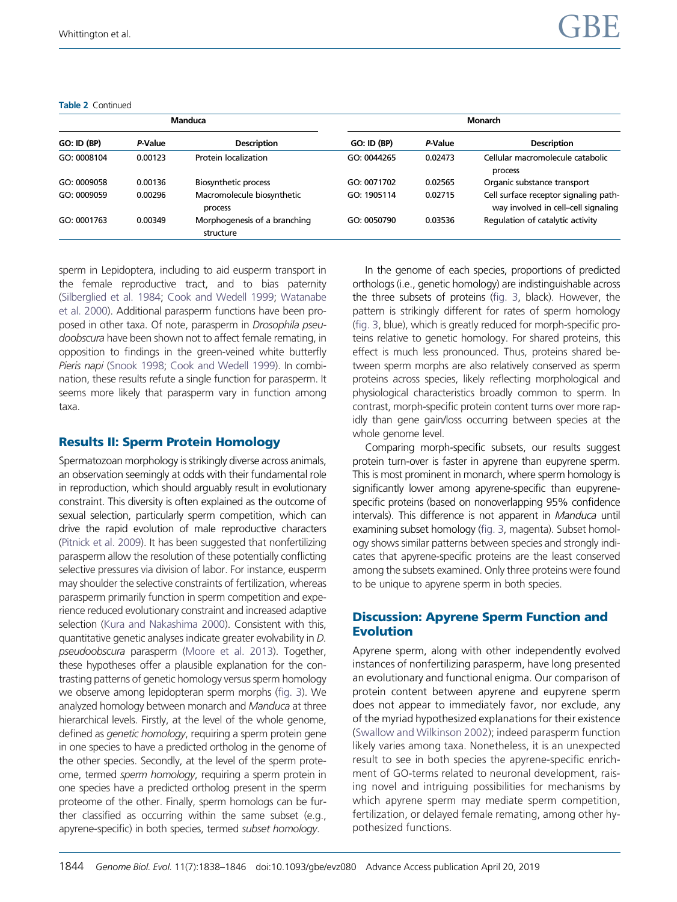**Table 2** Continued

| Manduca | | | Monarch | | |
|---|---|---|---|---|---|
| GO: ID (BP) | *P*-Value | Description | GO: ID (BP) | *P*-Value | Description |
| GO: 0008104 | 0.00123 | Protein localization | GO: 0044265 | 0.02473 | Cellular macromolecule catabolic process |
| GO: 0009058 | 0.00136 | Biosynthetic process | GO: 0071702 | 0.02565 | Organic substance transport |
| GO: 0009059 | 0.00296 | Macromolecule biosynthetic process | GO: 1905114 | 0.02715 | Cell surface receptor signaling pathway involved in cell–cell signaling |
| GO: 0001763 | 0.00349 | Morphogenesis of a branching structure | GO: 0050790 | 0.03536 | Regulation of catalytic activity |

sperm in Lepidoptera, including to aid eusperm transport in the female reproductive tract, and to bias paternity (Silberglied et al. 1984; Cook and Wedell 1999; Watanabe et al. 2000). Additional parasperm functions have been proposed in other taxa. Of note, parasperm in *Drosophila pseudoobscura* have been shown not to affect female remating, in opposition to findings in the green-veined white butterfly *Pieris napi* (Snook 1998; Cook and Wedell 1999). In combination, these results refute a single function for parasperm. It seems more likely that parasperm vary in function among taxa.

## Results II: Sperm Protein Homology

Spermatozoan morphology is strikingly diverse across animals, an observation seemingly at odds with their fundamental role in reproduction, which should arguably result in evolutionary constraint. This diversity is often explained as the outcome of sexual selection, particularly sperm competition, which can drive the rapid evolution of male reproductive characters (Pitnick et al. 2009). It has been suggested that nonfertilizing parasperm allow the resolution of these potentially conflicting selective pressures via division of labor. For instance, eusperm may shoulder the selective constraints of fertilization, whereas parasperm primarily function in sperm competition and experience reduced evolutionary constraint and increased adaptive selection (Kura and Nakashima 2000). Consistent with this, quantitative genetic analyses indicate greater evolvability in *D. pseudoobscura* parasperm (Moore et al. 2013). Together, these hypotheses offer a plausible explanation for the contrasting patterns of genetic homology versus sperm homology we observe among lepidopteran sperm morphs (fig. 3). We analyzed homology between monarch and *Manduca* at three hierarchical levels. Firstly, at the level of the whole genome, defined as *genetic homology*, requiring a sperm protein gene in one species to have a predicted ortholog in the genome of the other species. Secondly, at the level of the sperm proteome, termed *sperm homology*, requiring a sperm protein in one species have a predicted ortholog present in the sperm proteome of the other. Finally, sperm homologs can be further classified as occurring within the same subset (e.g., apyrene-specific) in both species, termed *subset homology*.

In the genome of each species, proportions of predicted orthologs (i.e., genetic homology) are indistinguishable across the three subsets of proteins (fig. 3, black). However, the pattern is strikingly different for rates of sperm homology (fig. 3, blue), which is greatly reduced for morph-specific proteins relative to genetic homology. For shared proteins, this effect is much less pronounced. Thus, proteins shared between sperm morphs are also relatively conserved as sperm proteins across species, likely reflecting morphological and physiological characteristics broadly common to sperm. In contrast, morph-specific protein content turns over more rapidly than gene gain/loss occurring between species at the whole genome level.

Comparing morph-specific subsets, our results suggest protein turn-over is faster in apyrene than eupyrene sperm. This is most prominent in monarch, where sperm homology is significantly lower among apyrene-specific than eupyrene-specific proteins (based on nonoverlapping 95% confidence intervals). This difference is not apparent in *Manduca* until examining subset homology (fig. 3, magenta). Subset homology shows similar patterns between species and strongly indicates that apyrene-specific proteins are the least conserved among the subsets examined. Only three proteins were found to be unique to apyrene sperm in both species.

## Discussion: Apyrene Sperm Function and Evolution

Apyrene sperm, along with other independently evolved instances of nonfertilizing parasperm, have long presented an evolutionary and functional enigma. Our comparison of protein content between apyrene and eupyrene sperm does not appear to immediately favor, nor exclude, any of the myriad hypothesized explanations for their existence (Swallow and Wilkinson 2002); indeed parasperm function likely varies among taxa. Nonetheless, it is an unexpected result to see in both species the apyrene-specific enrichment of GO-terms related to neuronal development, raising novel and intriguing possibilities for mechanisms by which apyrene sperm may mediate sperm competition, fertilization, or delayed female remating, among other hypothesized functions.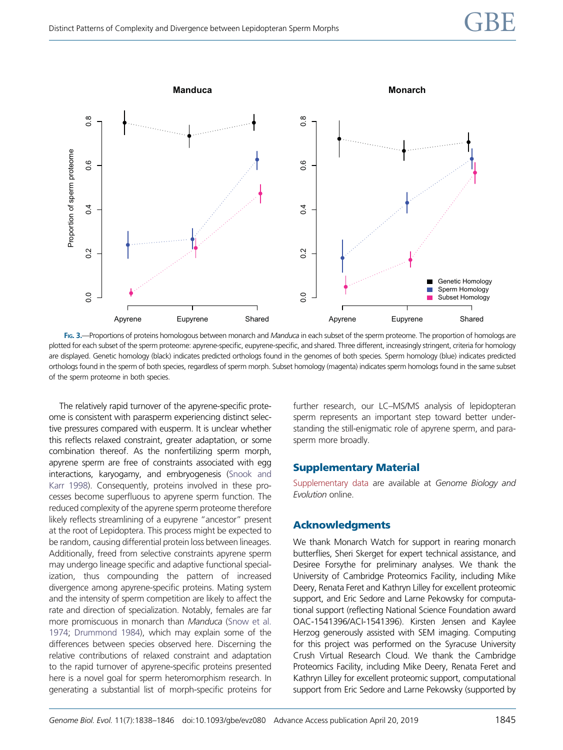Fig. 3.—Proportions of proteins homologous between monarch and *Manduca* in each subset of the sperm proteome. The proportion of homologs are plotted for each subset of the sperm proteome: apyrene-specific, eupyrene-specific, and shared. Three different, increasingly stringent, criteria for homology are displayed. Genetic homology (black) indicates predicted orthologs found in the genomes of both species. Sperm homology (blue) indicates predicted orthologs found in the sperm of both species, regardless of sperm morph. Subset homology (magenta) indicates sperm homologs found in the same subset of the sperm proteome in both species.

The relatively rapid turnover of the apyrene-specific proteome is consistent with parasperm experiencing distinct selective pressures compared with eusperm. It is unclear whether this reflects relaxed constraint, greater adaptation, or some combination thereof. As the nonfertilizing sperm morph, apyrene sperm are free of constraints associated with egg interactions, karyogamy, and embryogenesis (Snook and Karr 1998). Consequently, proteins involved in these processes become superfluous to apyrene sperm function. The reduced complexity of the apyrene sperm proteome therefore likely reflects streamlining of a eupyrene "ancestor" present at the root of Lepidoptera. This process might be expected to be random, causing differential protein loss between lineages. Additionally, freed from selective constraints apyrene sperm may undergo lineage specific and adaptive functional specialization, thus compounding the pattern of increased divergence among apyrene-specific proteins. Mating system and the intensity of sperm competition are likely to affect the rate and direction of specialization. Notably, females are far more promiscuous in monarch than *Manduca* (Snow et al. 1974; Drummond 1984), which may explain some of the differences between species observed here. Discerning the relative contributions of relaxed constraint and adaptation to the rapid turnover of apyrene-specific proteins presented here is a novel goal for sperm heteromorphism research. In generating a substantial list of morph-specific proteins for further research, our LC–MS/MS analysis of lepidopteran sperm represents an important step toward better understanding the still-enigmatic role of apyrene sperm, and parasperm more broadly.

## Supplementary Material

Supplementary data are available at *Genome Biology and Evolution* online.

## Acknowledgments

We thank Monarch Watch for support in rearing monarch butterflies, Sheri Skerget for expert technical assistance, and Desiree Forsythe for preliminary analyses. We thank the University of Cambridge Proteomics Facility, including Mike Deery, Renata Feret and Kathryn Lilley for excellent proteomic support, and Eric Sedore and Larne Pekowsky for computational support (reflecting National Science Foundation award OAC-1541396/ACI-1541396). Kirsten Jensen and Kaylee Herzog generously assisted with SEM imaging. Computing for this project was performed on the Syracuse University Crush Virtual Research Cloud. We thank the Cambridge Proteomics Facility, including Mike Deery, Renata Feret and Kathryn Lilley for excellent proteomic support, computational support from Eric Sedore and Larne Pekowsky (supported by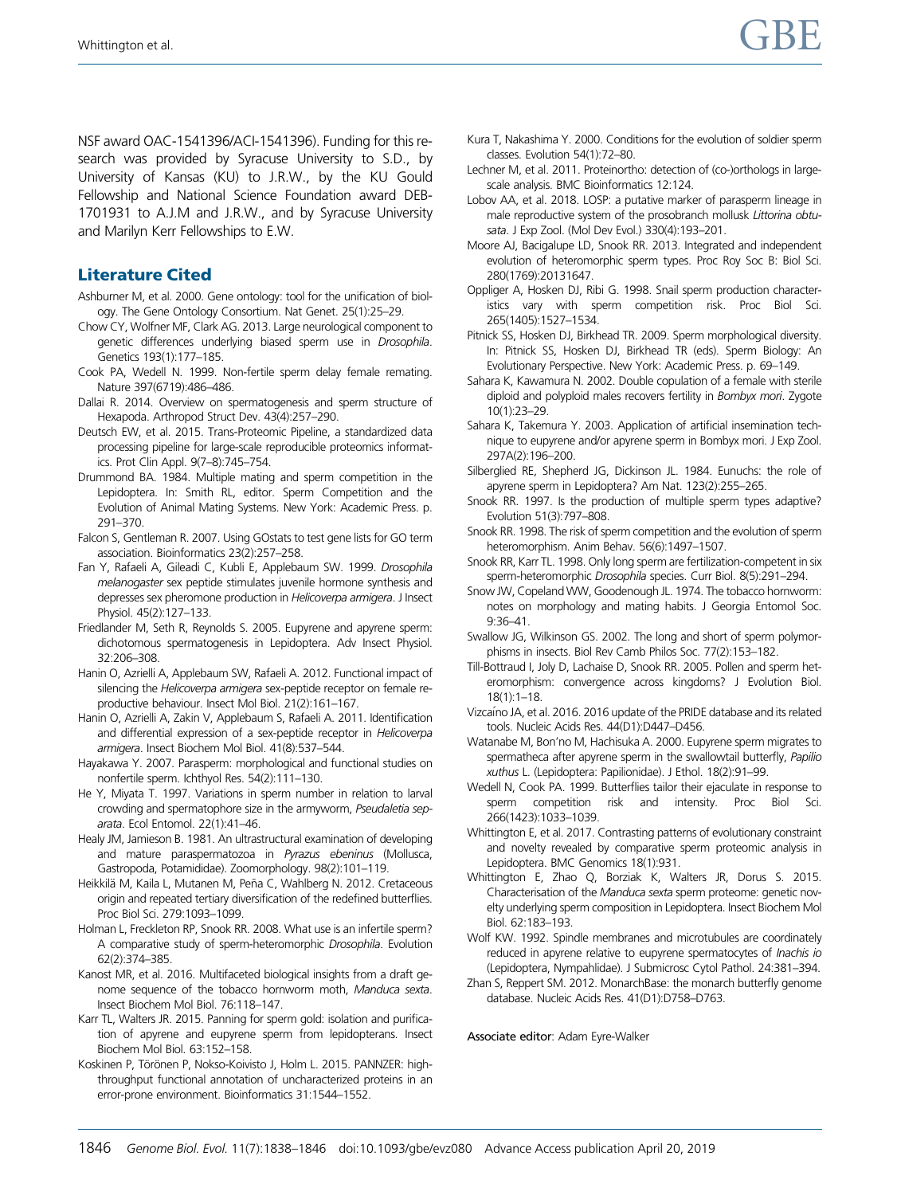NSF award OAC-1541396/ACI-1541396). Funding for this research was provided by Syracuse University to S.D., by University of Kansas (KU) to J.R.W., by the KU Gould Fellowship and National Science Foundation award DEB-1701931 to A.J.M and J.R.W., and by Syracuse University and Marilyn Kerr Fellowships to E.W.

## Literature Cited

Ashburner M, et al. 2000. Gene ontology: tool for the unification of biology. The Gene Ontology Consortium. Nat Genet. 25(1):25–29.

Chow CY, Wolfner MF, Clark AG. 2013. Large neurological component to genetic differences underlying biased sperm use in *Drosophila*. Genetics 193(1):177–185.

Cook PA, Wedell N. 1999. Non-fertile sperm delay female remating. Nature 397(6719):486–486.

Dallai R. 2014. Overview on spermatogenesis and sperm structure of Hexapoda. Arthropod Struct Dev. 43(4):257–290.

Deutsch EW, et al. 2015. Trans-Proteomic Pipeline, a standardized data processing pipeline for large-scale reproducible proteomics informatics. Prot Clin Appl. 9(7–8):745–754.

Drummond BA. 1984. Multiple mating and sperm competition in the Lepidoptera. In: Smith RL, editor. Sperm Competition and the Evolution of Animal Mating Systems. New York: Academic Press. p. 291–370.

Falcon S, Gentleman R. 2007. Using GOstats to test gene lists for GO term association. Bioinformatics 23(2):257–258.

Fan Y, Rafaeli A, Gileadi C, Kubli E, Applebaum SW. 1999. *Drosophila melanogaster* sex peptide stimulates juvenile hormone synthesis and depresses sex pheromone production in *Helicoverpa armigera*. J Insect Physiol. 45(2):127–133.

Friedlander M, Seth R, Reynolds S. 2005. Eupyrene and apyrene sperm: dichotomous spermatogenesis in Lepidoptera. Adv Insect Physiol. 32:206–308.

Hanin O, Azrielli A, Applebaum SW, Rafaeli A. 2012. Functional impact of silencing the *Helicoverpa armigera* sex-peptide receptor on female reproductive behaviour. Insect Mol Biol. 21(2):161–167.

Hanin O, Azrielli A, Zakin V, Applebaum S, Rafaeli A. 2011. Identification and differential expression of a sex-peptide receptor in *Helicoverpa armigera*. Insect Biochem Mol Biol. 41(8):537–544.

Hayakawa Y. 2007. Parasperm: morphological and functional studies on nonfertile sperm. Ichthyol Res. 54(2):111–130.

He Y, Miyata T. 1997. Variations in sperm number in relation to larval crowding and spermatophore size in the armyworm, *Pseudaletia separata*. Ecol Entomol. 22(1):41–46.

Healy JM, Jamieson B. 1981. An ultrastructural examination of developing and mature paraspermatozoa in *Pyrazus ebeninus* (Mollusca, Gastropoda, Potamididae). Zoomorphology. 98(2):101–119.

Heikkilä M, Kaila L, Mutanen M, Peña C, Wahlberg N. 2012. Cretaceous origin and repeated tertiary diversification of the redefined butterflies. Proc Biol Sci. 279:1093–1099.

Holman L, Freckleton RP, Snook RR. 2008. What use is an infertile sperm? A comparative study of sperm-heteromorphic *Drosophila*. Evolution 62(2):374–385.

Kanost MR, et al. 2016. Multifaceted biological insights from a draft genome sequence of the tobacco hornworm moth, *Manduca sexta*. Insect Biochem Mol Biol. 76:118–147.

Karr TL, Walters JR. 2015. Panning for sperm gold: isolation and purification of apyrene and eupyrene sperm from lepidopterans. Insect Biochem Mol Biol. 63:152–158.

Koskinen P, Törönen P, Nokso-Koivisto J, Holm L. 2015. PANNZER: high-throughput functional annotation of uncharacterized proteins in an error-prone environment. Bioinformatics 31:1544–1552.

Kura T, Nakashima Y. 2000. Conditions for the evolution of soldier sperm classes. Evolution 54(1):72–80.

Lechner M, et al. 2011. Proteinortho: detection of (co-)orthologs in large-scale analysis. BMC Bioinformatics 12:124.

Lobov AA, et al. 2018. LOSP: a putative marker of parasperm lineage in male reproductive system of the prosobranch mollusk *Littorina obtusata*. J Exp Zool. (Mol Dev Evol.) 330(4):193–201.

Moore AJ, Bacigalupe LD, Snook RR. 2013. Integrated and independent evolution of heteromorphic sperm types. Proc Roy Soc B: Biol Sci. 280(1769):20131647.

Oppliger A, Hosken DJ, Ribi G. 1998. Snail sperm production characteristics vary with sperm competition risk. Proc Biol Sci. 265(1405):1527–1534.

Pitnick SS, Hosken DJ, Birkhead TR. 2009. Sperm morphological diversity. In: Pitnick SS, Hosken DJ, Birkhead TR (eds). Sperm Biology: An Evolutionary Perspective. New York: Academic Press. p. 69–149.

Sahara K, Kawamura N. 2002. Double copulation of a female with sterile diploid and polyploid males recovers fertility in *Bombyx mori*. Zygote 10(1):23–29.

Sahara K, Takemura Y. 2003. Application of artificial insemination technique to eupyrene and/or apyrene sperm in Bombyx mori. J Exp Zool. 297A(2):196–200.

Silberglied RE, Shepherd JG, Dickinson JL. 1984. Eunuchs: the role of apyrene sperm in Lepidoptera? Am Nat. 123(2):255–265.

Snook RR. 1997. Is the production of multiple sperm types adaptive? Evolution 51(3):797–808.

Snook RR. 1998. The risk of sperm competition and the evolution of sperm heteromorphism. Anim Behav. 56(6):1497–1507.

Snook RR, Karr TL. 1998. Only long sperm are fertilization-competent in six sperm-heteromorphic *Drosophila* species. Curr Biol. 8(5):291–294.

Snow JW, Copeland WW, Goodenough JL. 1974. The tobacco hornworm: notes on morphology and mating habits. J Georgia Entomol Soc. 9:36–41.

Swallow JG, Wilkinson GS. 2002. The long and short of sperm polymorphisms in insects. Biol Rev Camb Philos Soc. 77(2):153–182.

Till-Bottraud I, Joly D, Lachaise D, Snook RR. 2005. Pollen and sperm heteromorphism: convergence across kingdoms? J Evolution Biol. 18(1):1–18.

Vizcaíno JA, et al. 2016. 2016 update of the PRIDE database and its related tools. Nucleic Acids Res. 44(D1):D447–D456.

Watanabe M, Bon'no M, Hachisuka A. 2000. Eupyrene sperm migrates to spermatheca after apyrene sperm in the swallowtail butterfly, *Papilio xuthus* L. (Lepidoptera: Papilionidae). J Ethol. 18(2):91–99.

Wedell N, Cook PA. 1999. Butterflies tailor their ejaculate in response to sperm competition risk and intensity. Proc Biol Sci. 266(1423):1033–1039.

Whittington E, et al. 2017. Contrasting patterns of evolutionary constraint and novelty revealed by comparative sperm proteomic analysis in Lepidoptera. BMC Genomics 18(1):931.

Whittington E, Zhao Q, Borziak K, Walters JR, Dorus S. 2015. Characterisation of the *Manduca sexta* sperm proteome: genetic novelty underlying sperm composition in Lepidoptera. Insect Biochem Mol Biol. 62:183–193.

Wolf KW. 1992. Spindle membranes and microtubules are coordinately reduced in apyrene relative to eupyrene spermatocytes of *Inachis io* (Lepidoptera, Nympahlidae). J Submicrosc Cytol Pathol. 24:381–394.

Zhan S, Reppert SM. 2012. MonarchBase: the monarch butterfly genome database. Nucleic Acids Res. 41(D1):D758–D763.

**Associate editor**: Adam Eyre-Walker